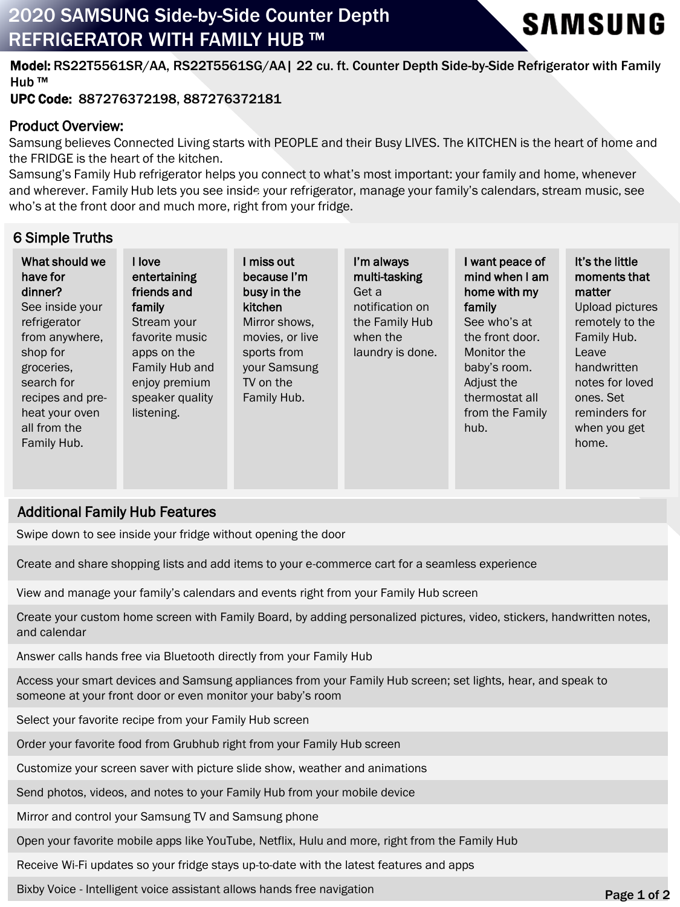# 2020 SAMSUNG Side-by-Side Counter Depth REFRIGERATOR WITH FAMILY HUB ™

SAMSUNG

**Model:** RS22T5561SR/AA, RS22T5561SG/AA| 22 cu. ft. Counter Depth Side-by-Side Refrigerator with Family Hub ™

**UPC Code:** 887276372198, 887276372181

## Product Overview:

Samsung believes Connected Living starts with PEOPLE and their Busy LIVES. The KITCHEN is the heart of home and the FRIDGE is the heart of the kitchen.

Samsung's Family Hub refrigerator helps you connect to what's most important: your family and home, whenever and wherever. Family Hub lets you see inside your refrigerator, manage your family's calendars, stream music, see who's at the front door and much more, right from your fridge.

## 6 Simple Truths

**What should we have for dinner?**
See inside your refrigerator from anywhere, shop for groceries, search for recipes and pre-heat your oven all from the Family Hub.

**I love entertaining friends and family**
Stream your favorite music apps on the Family Hub and enjoy premium speaker quality listening.

**I miss out because I'm busy in the kitchen**
Mirror shows, movies, or live sports from your Samsung TV on the Family Hub.

**I'm always multi-tasking**
Get a notification on the Family Hub when the laundry is done.

**I want peace of mind when I am home with my family**
See who's at the front door. Monitor the baby's room. Adjust the thermostat all from the Family hub.

**It's the little moments that matter**
Upload pictures remotely to the Family Hub. Leave handwritten notes for loved ones. Set reminders for when you get home.

## Additional Family Hub Features

- Swipe down to see inside your fridge without opening the door
- Create and share shopping lists and add items to your e-commerce cart for a seamless experience
- View and manage your family's calendars and events right from your Family Hub screen
- Create your custom home screen with Family Board, by adding personalized pictures, video, stickers, handwritten notes, and calendar
- Answer calls hands free via Bluetooth directly from your Family Hub
- Access your smart devices and Samsung appliances from your Family Hub screen; set lights, hear, and speak to someone at your front door or even monitor your baby's room
- Select your favorite recipe from your Family Hub screen
- Order your favorite food from Grubhub right from your Family Hub screen
- Customize your screen saver with picture slide show, weather and animations
- Send photos, videos, and notes to your Family Hub from your mobile device
- Mirror and control your Samsung TV and Samsung phone
- Open your favorite mobile apps like YouTube, Netflix, Hulu and more, right from the Family Hub
- Receive Wi-Fi updates so your fridge stays up-to-date with the latest features and apps
- Bixby Voice - Intelligent voice assistant allows hands free navigation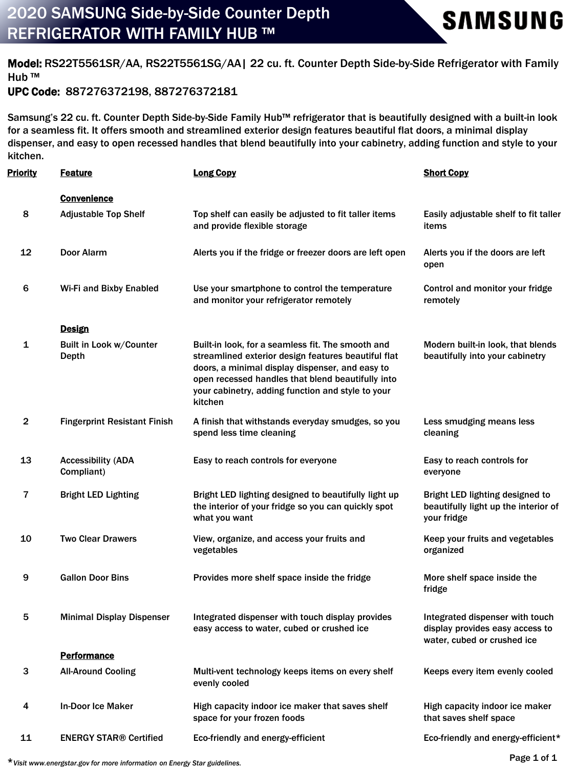# 2020 SAMSUNG Side-by-Side Counter Depth REFRIGERATOR WITH FAMILY HUB ™

SAMSUNG

**Model:** RS22T5561SR/AA, RS22T5561SG/AA| 22 cu. ft. Counter Depth Side-by-Side Refrigerator with Family Hub ™
**UPC Code:** 887276372198, 887276372181

Samsung's 22 cu. ft. Counter Depth Side-by-Side Family Hub™ refrigerator that is beautifully designed with a built-in look for a seamless fit. It offers smooth and streamlined exterior design features beautiful flat doors, a minimal display dispenser, and easy to open recessed handles that blend beautifully into your cabinetry, adding function and style to your kitchen.

| Priority | Feature | Long Copy | Short Copy |
|---|---|---|---|
| | **Convenience** | | |
| 8 | Adjustable Top Shelf | Top shelf can easily be adjusted to fit taller items and provide flexible storage | Easily adjustable shelf to fit taller items |
| 12 | Door Alarm | Alerts you if the fridge or freezer doors are left open | Alerts you if the doors are left open |
| 6 | Wi-Fi and Bixby Enabled | Use your smartphone to control the temperature and monitor your refrigerator remotely | Control and monitor your fridge remotely |
| | **Design** | | |
| 1 | Built in Look w/Counter Depth | Built-in look, for a seamless fit. The smooth and streamlined exterior design features beautiful flat doors, a minimal display dispenser, and easy to open recessed handles that blend beautifully into your cabinetry, adding function and style to your kitchen | Modern built-in look, that blends beautifully into your cabinetry |
| 2 | Fingerprint Resistant Finish | A finish that withstands everyday smudges, so you spend less time cleaning | Less smudging means less cleaning |
| 13 | Accessibility (ADA Compliant) | Easy to reach controls for everyone | Easy to reach controls for everyone |
| 7 | Bright LED Lighting | Bright LED lighting designed to beautifully light up the interior of your fridge so you can quickly spot what you want | Bright LED lighting designed to beautifully light up the interior of your fridge |
| 10 | Two Clear Drawers | View, organize, and access your fruits and vegetables | Keep your fruits and vegetables organized |
| 9 | Gallon Door Bins | Provides more shelf space inside the fridge | More shelf space inside the fridge |
| 5 | Minimal Display Dispenser | Integrated dispenser with touch display provides easy access to water, cubed or crushed ice | Integrated dispenser with touch display provides easy access to water, cubed or crushed ice |
| | **Performance** | | |
| 3 | All-Around Cooling | Multi-vent technology keeps items on every shelf evenly cooled | Keeps every item evenly cooled |
| 4 | In-Door Ice Maker | High capacity indoor ice maker that saves shelf space for your frozen foods | High capacity indoor ice maker that saves shelf space |
| 11 | ENERGY STAR® Certified | Eco-friendly and energy-efficient | Eco-friendly and energy-efficient* |

**Visit www.energystar.gov for more information on Energy Star guidelines.*